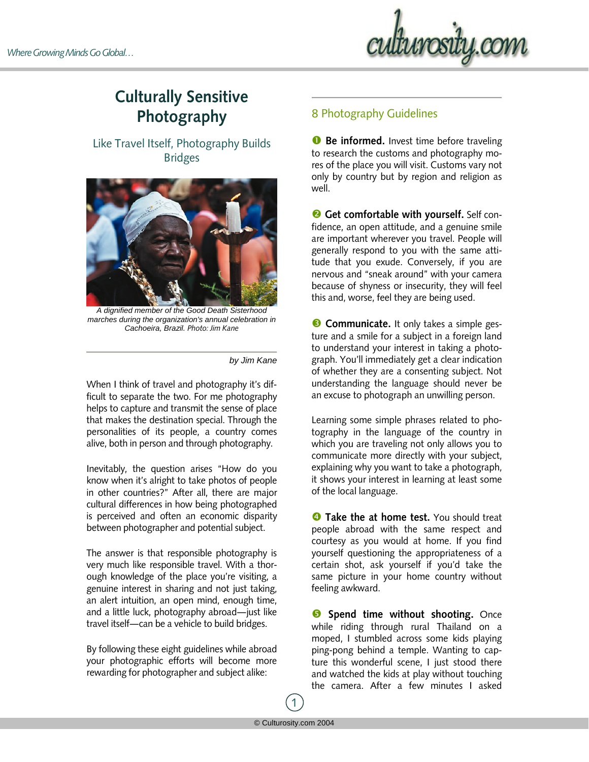# Culturally Sensitive Photography

## Like Travel Itself, Photography Builds Bridges

*A dignified member of the Good Death Sisterhood marches during the organization's annual celebration in Cachoeira, Brazil. Photo: Jim Kane*

*by Jim Kane*

When I think of travel and photography it's difficult to separate the two. For me photography helps to capture and transmit the sense of place that makes the destination special. Through the personalities of its people, a country comes alive, both in person and through photography.

Inevitably, the question arises "How do you know when it's alright to take photos of people in other countries?" After all, there are major cultural differences in how being photographed is perceived and often an economic disparity between photographer and potential subject.

The answer is that responsible photography is very much like responsible travel. With a thorough knowledge of the place you're visiting, a genuine interest in sharing and not just taking, an alert intuition, an open mind, enough time, and a little luck, photography abroad—just like travel itself—can be a vehicle to build bridges.

By following these eight guidelines while abroad your photographic efforts will become more rewarding for photographer and subject alike:

## 8 Photography Guidelines

❶ **Be informed.** Invest time before traveling to research the customs and photography mores of the place you will visit. Customs vary not only by country but by region and religion as well.

❷ **Get comfortable with yourself.** Self confidence, an open attitude, and a genuine smile are important wherever you travel. People will generally respond to you with the same attitude that you exude. Conversely, if you are nervous and "sneak around" with your camera because of shyness or insecurity, they will feel this and, worse, feel they are being used.

❸ **Communicate.** It only takes a simple gesture and a smile for a subject in a foreign land to understand your interest in taking a photograph. You'll immediately get a clear indication of whether they are a consenting subject. Not understanding the language should never be an excuse to photograph an unwilling person.

Learning some simple phrases related to photography in the language of the country in which you are traveling not only allows you to communicate more directly with your subject, explaining why you want to take a photograph, it shows your interest in learning at least some of the local language.

❹ **Take the at home test.** You should treat people abroad with the same respect and courtesy as you would at home. If you find yourself questioning the appropriateness of a certain shot, ask yourself if you'd take the same picture in your home country without feeling awkward.

❺ **Spend time without shooting.** Once while riding through rural Thailand on a moped, I stumbled across some kids playing ping-pong behind a temple. Wanting to capture this wonderful scene, I just stood there and watched the kids at play without touching the camera. After a few minutes I asked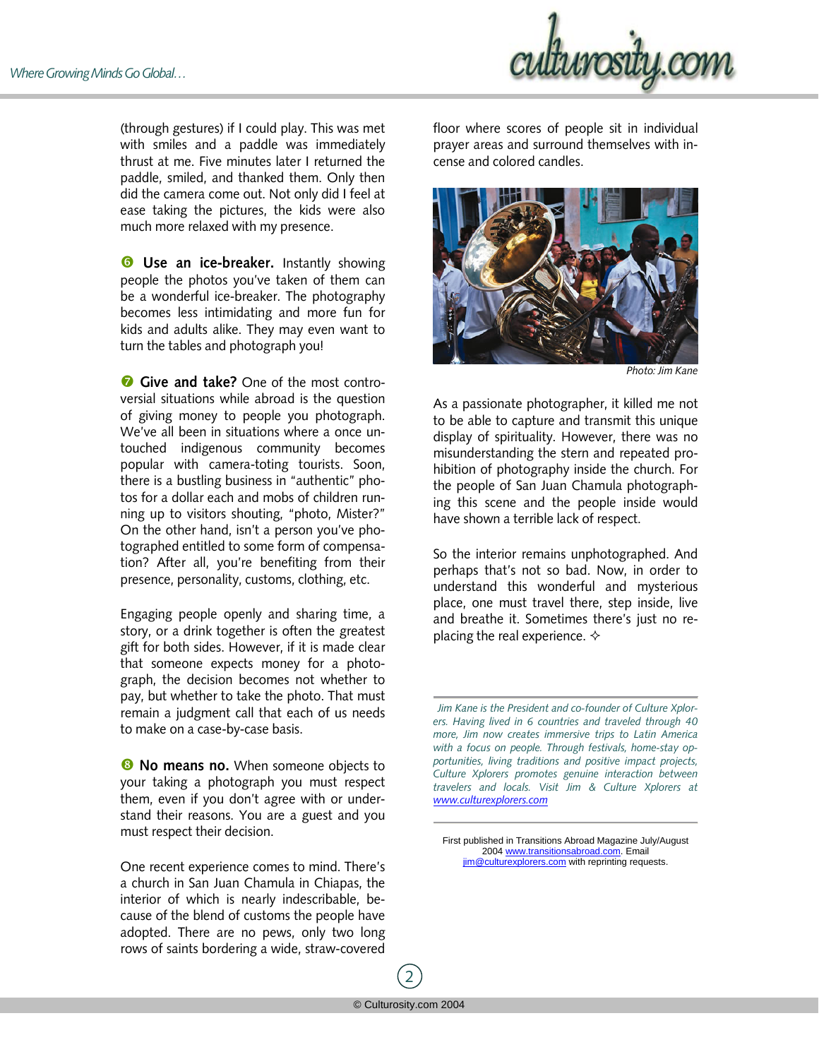(through gestures) if I could play. This was met with smiles and a paddle was immediately thrust at me. Five minutes later I returned the paddle, smiled, and thanked them. Only then did the camera come out. Not only did I feel at ease taking the pictures, the kids were also much more relaxed with my presence.

❻ **Use an ice-breaker.** Instantly showing people the photos you've taken of them can be a wonderful ice-breaker. The photography becomes less intimidating and more fun for kids and adults alike. They may even want to turn the tables and photograph you!

❼ **Give and take?** One of the most controversial situations while abroad is the question of giving money to people you photograph. We've all been in situations where a once untouched indigenous community becomes popular with camera-toting tourists. Soon, there is a bustling business in "authentic" photos for a dollar each and mobs of children running up to visitors shouting, "photo, Mister?" On the other hand, isn't a person you've photographed entitled to some form of compensation? After all, you're benefiting from their presence, personality, customs, clothing, etc.

Engaging people openly and sharing time, a story, or a drink together is often the greatest gift for both sides. However, if it is made clear that someone expects money for a photograph, the decision becomes not whether to pay, but whether to take the photo. That must remain a judgment call that each of us needs to make on a case-by-case basis.

❽ **No means no.** When someone objects to your taking a photograph you must respect them, even if you don't agree with or understand their reasons. You are a guest and you must respect their decision.

One recent experience comes to mind. There's a church in San Juan Chamula in Chiapas, the interior of which is nearly indescribable, because of the blend of customs the people have adopted. There are no pews, only two long rows of saints bordering a wide, straw-covered floor where scores of people sit in individual prayer areas and surround themselves with incense and colored candles.

*Photo: Jim Kane*

As a passionate photographer, it killed me not to be able to capture and transmit this unique display of spirituality. However, there was no misunderstanding the stern and repeated prohibition of photography inside the church. For the people of San Juan Chamula photographing this scene and the people inside would have shown a terrible lack of respect.

So the interior remains unphotographed. And perhaps that's not so bad. Now, in order to understand this wonderful and mysterious place, one must travel there, step inside, live and breathe it. Sometimes there's just no replacing the real experience. ✧

---

*Jim Kane is the President and co-founder of Culture Xplorers. Having lived in 6 countries and traveled through 40 more, Jim now creates immersive trips to Latin America with a focus on people. Through festivals, home-stay opportunities, living traditions and positive impact projects, Culture Xplorers promotes genuine interaction between travelers and locals. Visit Jim & Culture Xplorers at [www.culturexplorers.com](www.culturexplorers.com)*

---

First published in Transitions Abroad Magazine July/August 2004 [www.transitionsabroad.com](www.transitionsabroad.com). Email [jim@culturexplorers.com](mailto:jim@culturexplorers.com) with reprinting requests.